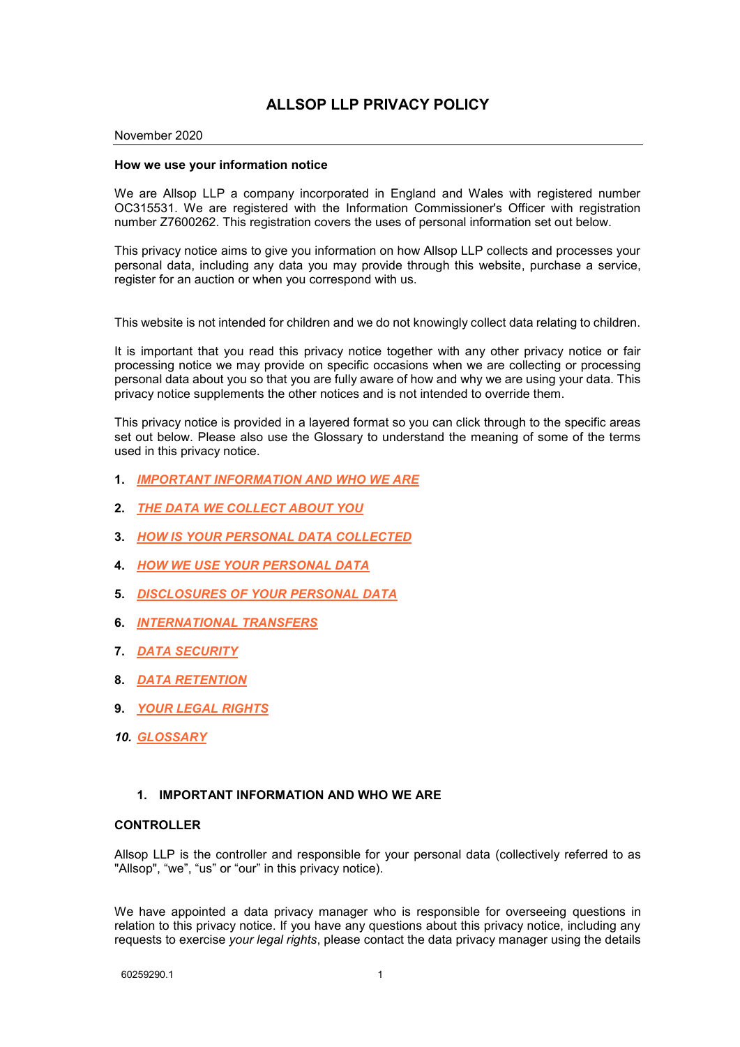# ALLSOP LLP PRIVACY POLICY

November 2020

---

**How we use your information notice**

We are Allsop LLP a company incorporated in England and Wales with registered number OC315531. We are registered with the Information Commissioner's Officer with registration number Z7600262. This registration covers the uses of personal information set out below.

This privacy notice aims to give you information on how Allsop LLP collects and processes your personal data, including any data you may provide through this website, purchase a service, register for an auction or when you correspond with us.

This website is not intended for children and we do not knowingly collect data relating to children.

It is important that you read this privacy notice together with any other privacy notice or fair processing notice we may provide on specific occasions when we are collecting or processing personal data about you so that you are fully aware of how and why we are using your data. This privacy notice supplements the other notices and is not intended to override them.

This privacy notice is provided in a layered format so you can click through to the specific areas set out below. Please also use the Glossary to understand the meaning of some of the terms used in this privacy notice.

1. ***IMPORTANT INFORMATION AND WHO WE ARE***
2. ***THE DATA WE COLLECT ABOUT YOU***
3. ***HOW IS YOUR PERSONAL DATA COLLECTED***
4. ***HOW WE USE YOUR PERSONAL DATA***
5. ***DISCLOSURES OF YOUR PERSONAL DATA***
6. ***INTERNATIONAL TRANSFERS***
7. ***DATA SECURITY***
8. ***DATA RETENTION***
9. ***YOUR LEGAL RIGHTS***
10. ***GLOSSARY***

## 1. IMPORTANT INFORMATION AND WHO WE ARE

**CONTROLLER**

Allsop LLP is the controller and responsible for your personal data (collectively referred to as "Allsop", "we", "us" or "our" in this privacy notice).

We have appointed a data privacy manager who is responsible for overseeing questions in relation to this privacy notice. If you have any questions about this privacy notice, including any requests to exercise *your legal rights*, please contact the data privacy manager using the details

60259290.1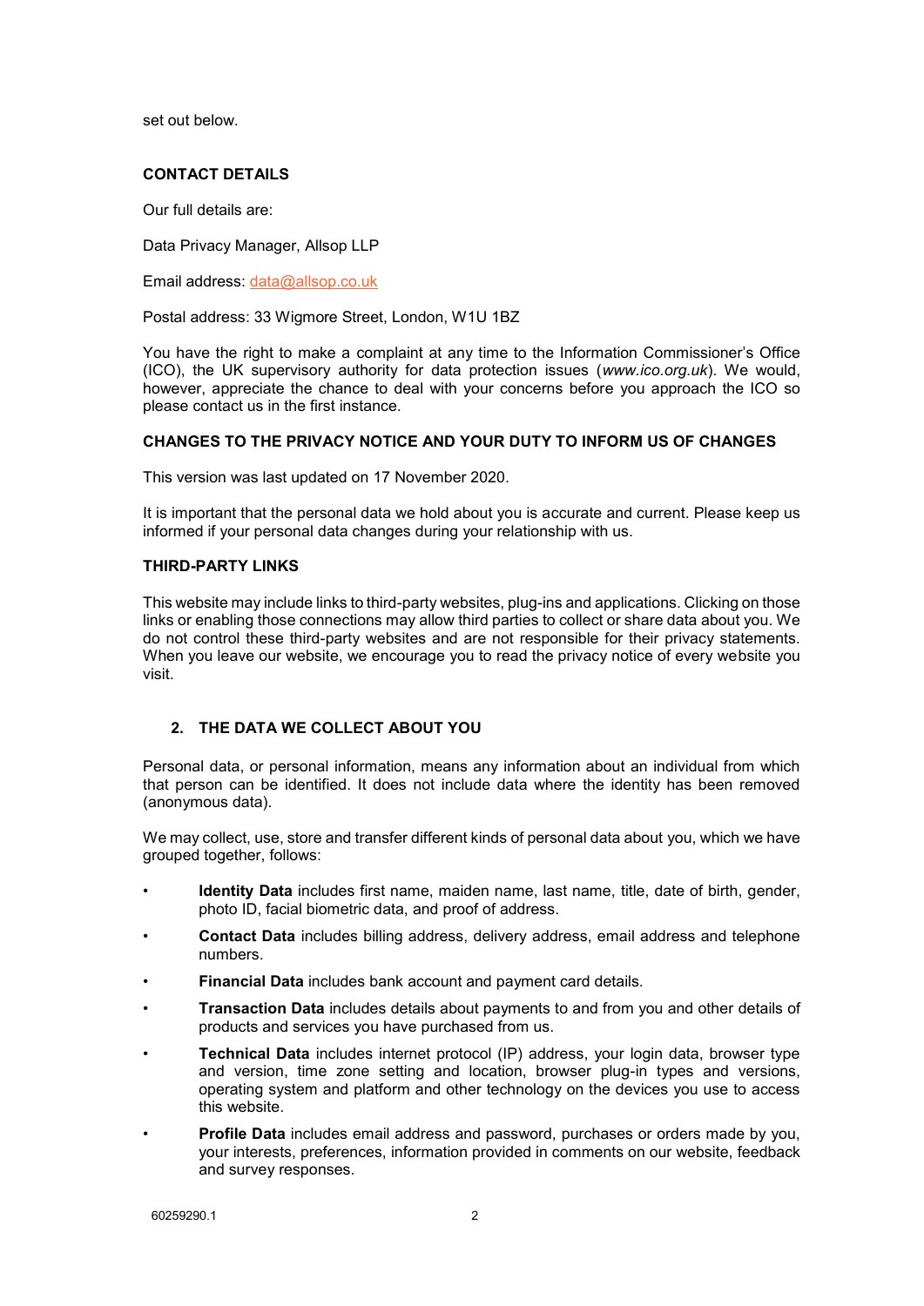set out below.

**CONTACT DETAILS**

Our full details are:

Data Privacy Manager, Allsop LLP

Email address: data@allsop.co.uk

Postal address: 33 Wigmore Street, London, W1U 1BZ

You have the right to make a complaint at any time to the Information Commissioner's Office (ICO), the UK supervisory authority for data protection issues (*www.ico.org.uk*). We would, however, appreciate the chance to deal with your concerns before you approach the ICO so please contact us in the first instance.

**CHANGES TO THE PRIVACY NOTICE AND YOUR DUTY TO INFORM US OF CHANGES**

This version was last updated on 17 November 2020.

It is important that the personal data we hold about you is accurate and current. Please keep us informed if your personal data changes during your relationship with us.

**THIRD-PARTY LINKS**

This website may include links to third-party websites, plug-ins and applications. Clicking on those links or enabling those connections may allow third parties to collect or share data about you. We do not control these third-party websites and are not responsible for their privacy statements. When you leave our website, we encourage you to read the privacy notice of every website you visit.

## 2. THE DATA WE COLLECT ABOUT YOU

Personal data, or personal information, means any information about an individual from which that person can be identified. It does not include data where the identity has been removed (anonymous data).

We may collect, use, store and transfer different kinds of personal data about you, which we have grouped together, follows:

- **Identity Data** includes first name, maiden name, last name, title, date of birth, gender, photo ID, facial biometric data, and proof of address.
- **Contact Data** includes billing address, delivery address, email address and telephone numbers.
- **Financial Data** includes bank account and payment card details.
- **Transaction Data** includes details about payments to and from you and other details of products and services you have purchased from us.
- **Technical Data** includes internet protocol (IP) address, your login data, browser type and version, time zone setting and location, browser plug-in types and versions, operating system and platform and other technology on the devices you use to access this website.
- **Profile Data** includes email address and password, purchases or orders made by you, your interests, preferences, information provided in comments on our website, feedback and survey responses.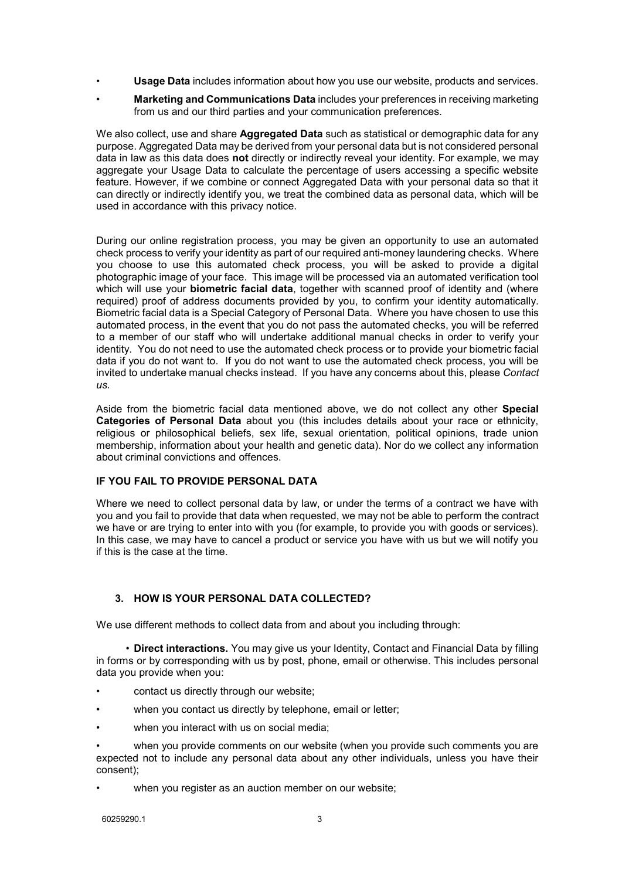- **Usage Data** includes information about how you use our website, products and services.
- **Marketing and Communications Data** includes your preferences in receiving marketing from us and our third parties and your communication preferences.

We also collect, use and share **Aggregated Data** such as statistical or demographic data for any purpose. Aggregated Data may be derived from your personal data but is not considered personal data in law as this data does **not** directly or indirectly reveal your identity. For example, we may aggregate your Usage Data to calculate the percentage of users accessing a specific website feature. However, if we combine or connect Aggregated Data with your personal data so that it can directly or indirectly identify you, we treat the combined data as personal data, which will be used in accordance with this privacy notice.

During our online registration process, you may be given an opportunity to use an automated check process to verify your identity as part of our required anti-money laundering checks. Where you choose to use this automated check process, you will be asked to provide a digital photographic image of your face. This image will be processed via an automated verification tool which will use your **biometric facial data**, together with scanned proof of identity and (where required) proof of address documents provided by you, to confirm your identity automatically. Biometric facial data is a Special Category of Personal Data. Where you have chosen to use this automated process, in the event that you do not pass the automated checks, you will be referred to a member of our staff who will undertake additional manual checks in order to verify your identity. You do not need to use the automated check process or to provide your biometric facial data if you do not want to. If you do not want to use the automated check process, you will be invited to undertake manual checks instead. If you have any concerns about this, please *Contact us.*

Aside from the biometric facial data mentioned above, we do not collect any other **Special Categories of Personal Data** about you (this includes details about your race or ethnicity, religious or philosophical beliefs, sex life, sexual orientation, political opinions, trade union membership, information about your health and genetic data). Nor do we collect any information about criminal convictions and offences.

### IF YOU FAIL TO PROVIDE PERSONAL DATA

Where we need to collect personal data by law, or under the terms of a contract we have with you and you fail to provide that data when requested, we may not be able to perform the contract we have or are trying to enter into with you (for example, to provide you with goods or services). In this case, we may have to cancel a product or service you have with us but we will notify you if this is the case at the time.

## 3. HOW IS YOUR PERSONAL DATA COLLECTED?

We use different methods to collect data from and about you including through:

- **Direct interactions.** You may give us your Identity, Contact and Financial Data by filling in forms or by corresponding with us by post, phone, email or otherwise. This includes personal data you provide when you:

- contact us directly through our website;
- when you contact us directly by telephone, email or letter;
- when you interact with us on social media;
- when you provide comments on our website (when you provide such comments you are expected not to include any personal data about any other individuals, unless you have their consent);
- when you register as an auction member on our website;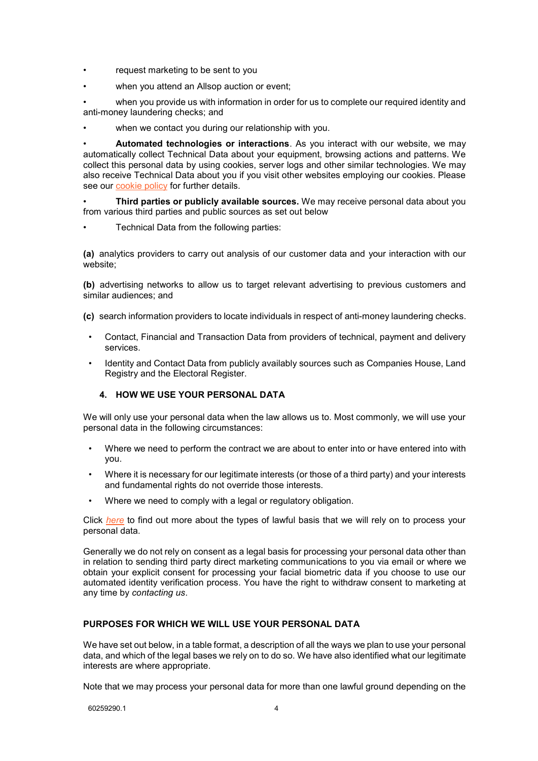- request marketing to be sent to you
- when you attend an Allsop auction or event;
- when you provide us with information in order for us to complete our required identity and anti-money laundering checks; and
- when we contact you during our relationship with you.
- **Automated technologies or interactions**. As you interact with our website, we may automatically collect Technical Data about your equipment, browsing actions and patterns. We collect this personal data by using cookies, server logs and other similar technologies. We may also receive Technical Data about you if you visit other websites employing our cookies. Please see our cookie policy for further details.
- **Third parties or publicly available sources.** We may receive personal data about you from various third parties and public sources as set out below
- Technical Data from the following parties:

**(a)** analytics providers to carry out analysis of our customer data and your interaction with our website;

**(b)** advertising networks to allow us to target relevant advertising to previous customers and similar audiences; and

**(c)** search information providers to locate individuals in respect of anti-money laundering checks.

- Contact, Financial and Transaction Data from providers of technical, payment and delivery services.
- Identity and Contact Data from publicly availably sources such as Companies House, Land Registry and the Electoral Register.

## 4. HOW WE USE YOUR PERSONAL DATA

We will only use your personal data when the law allows us to. Most commonly, we will use your personal data in the following circumstances:

- Where we need to perform the contract we are about to enter into or have entered into with you.
- Where it is necessary for our legitimate interests (or those of a third party) and your interests and fundamental rights do not override those interests.
- Where we need to comply with a legal or regulatory obligation.

Click *here* to find out more about the types of lawful basis that we will rely on to process your personal data.

Generally we do not rely on consent as a legal basis for processing your personal data other than in relation to sending third party direct marketing communications to you via email or where we obtain your explicit consent for processing your facial biometric data if you choose to use our automated identity verification process. You have the right to withdraw consent to marketing at any time by *contacting us*.

### PURPOSES FOR WHICH WE WILL USE YOUR PERSONAL DATA

We have set out below, in a table format, a description of all the ways we plan to use your personal data, and which of the legal bases we rely on to do so. We have also identified what our legitimate interests are where appropriate.

Note that we may process your personal data for more than one lawful ground depending on the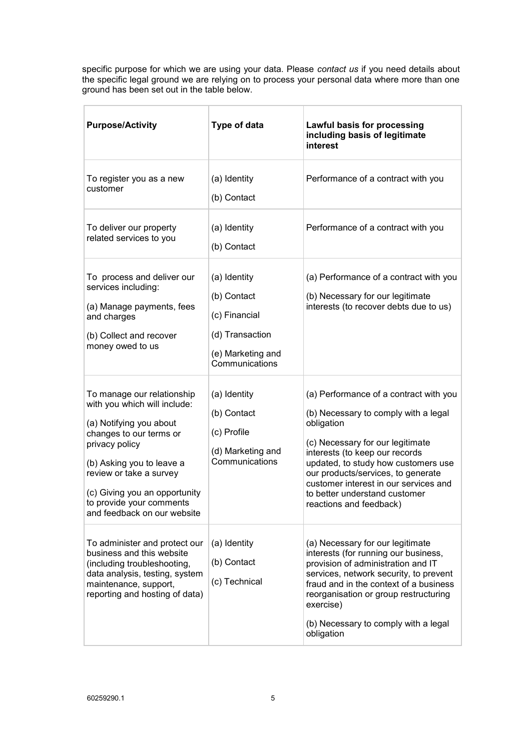specific purpose for which we are using your data. Please *contact us* if you need details about the specific legal ground we are relying on to process your personal data where more than one ground has been set out in the table below.

| **Purpose/Activity** | **Type of data** | **Lawful basis for processing including basis of legitimate interest** |
|---|---|---|
| To register you as a new customer | (a) Identity<br>(b) Contact | Performance of a contract with you |
| To deliver our property related services to you | (a) Identity<br>(b) Contact | Performance of a contract with you |
| To process and deliver our services including:<br>(a) Manage payments, fees and charges<br>(b) Collect and recover money owed to us | (a) Identity<br>(b) Contact<br>(c) Financial<br>(d) Transaction<br>(e) Marketing and Communications | (a) Performance of a contract with you<br>(b) Necessary for our legitimate interests (to recover debts due to us) |
| To manage our relationship with you which will include:<br>(a) Notifying you about changes to our terms or privacy policy<br>(b) Asking you to leave a review or take a survey<br>(c) Giving you an opportunity to provide your comments and feedback on our website | (a) Identity<br>(b) Contact<br>(c) Profile<br>(d) Marketing and Communications | (a) Performance of a contract with you<br>(b) Necessary to comply with a legal obligation<br>(c) Necessary for our legitimate interests (to keep our records updated, to study how customers use our products/services, to generate customer interest in our services and to better understand customer reactions and feedback) |
| To administer and protect our business and this website (including troubleshooting, data analysis, testing, system maintenance, support, reporting and hosting of data) | (a) Identity<br>(b) Contact<br>(c) Technical | (a) Necessary for our legitimate interests (for running our business, provision of administration and IT services, network security, to prevent fraud and in the context of a business reorganisation or group restructuring exercise)<br>(b) Necessary to comply with a legal obligation |

60259290.1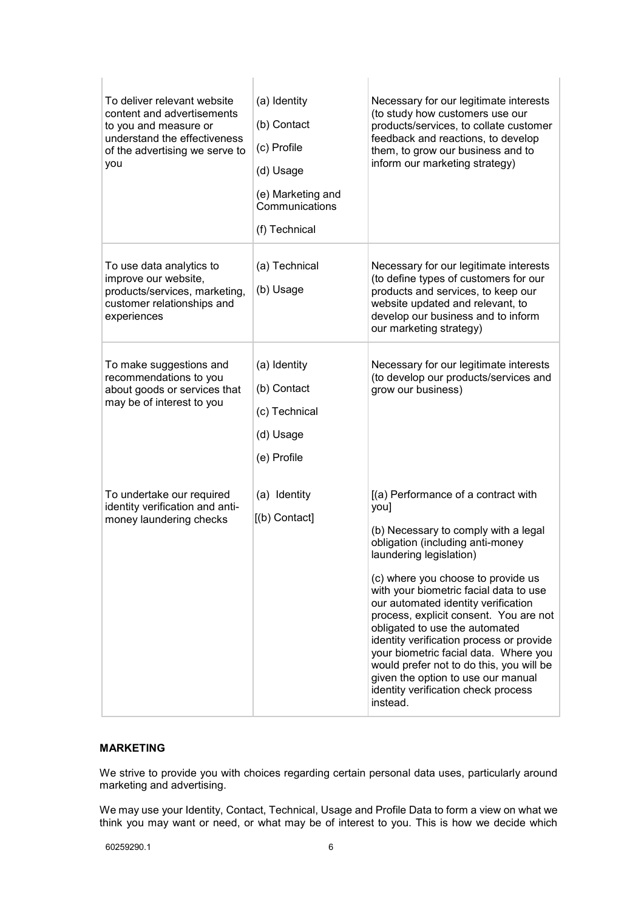| | | |
|---|---|---|
| To deliver relevant website content and advertisements to you and measure or understand the effectiveness of the advertising we serve to you | (a) Identity<br>(b) Contact<br>(c) Profile<br>(d) Usage<br>(e) Marketing and Communications<br>(f) Technical | Necessary for our legitimate interests (to study how customers use our products/services, to collate customer feedback and reactions, to develop them, to grow our business and to inform our marketing strategy) |
| To use data analytics to improve our website, products/services, marketing, customer relationships and experiences | (a) Technical<br>(b) Usage | Necessary for our legitimate interests (to define types of customers for our products and services, to keep our website updated and relevant, to develop our business and to inform our marketing strategy) |
| To make suggestions and recommendations to you about goods or services that may be of interest to you | (a) Identity<br>(b) Contact<br>(c) Technical<br>(d) Usage<br>(e) Profile | Necessary for our legitimate interests (to develop our products/services and grow our business) |
| To undertake our required identity verification and anti-money laundering checks | (a) Identity<br>[(b) Contact] | [(a) Performance of a contract with you]<br>(b) Necessary to comply with a legal obligation (including anti-money laundering legislation)<br>(c) where you choose to provide us with your biometric facial data to use our automated identity verification process, explicit consent. You are not obligated to use the automated identity verification process or provide your biometric facial data. Where you would prefer not to do this, you will be given the option to use our manual identity verification check process instead. |

**MARKETING**

We strive to provide you with choices regarding certain personal data uses, particularly around marketing and advertising.

We may use your Identity, Contact, Technical, Usage and Profile Data to form a view on what we think you may want or need, or what may be of interest to you. This is how we decide which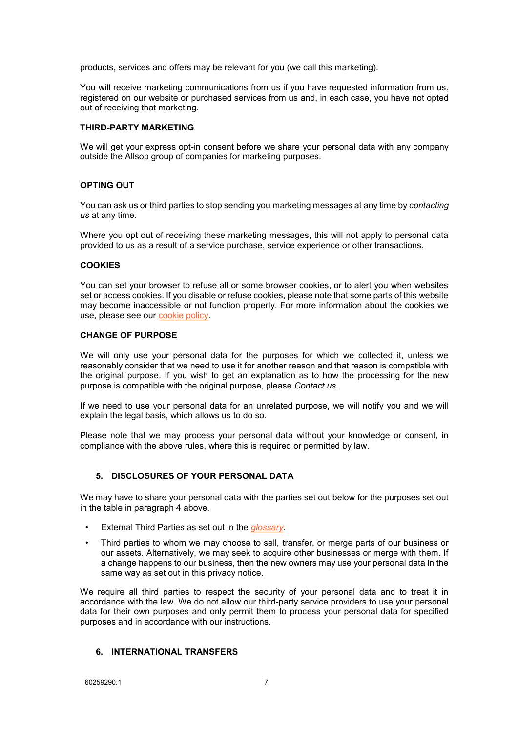products, services and offers may be relevant for you (we call this marketing).

You will receive marketing communications from us if you have requested information from us, registered on our website or purchased services from us and, in each case, you have not opted out of receiving that marketing.

**THIRD-PARTY MARKETING**

We will get your express opt-in consent before we share your personal data with any company outside the Allsop group of companies for marketing purposes.

**OPTING OUT**

You can ask us or third parties to stop sending you marketing messages at any time by *contacting us* at any time.

Where you opt out of receiving these marketing messages, this will not apply to personal data provided to us as a result of a service purchase, service experience or other transactions.

**COOKIES**

You can set your browser to refuse all or some browser cookies, or to alert you when websites set or access cookies. If you disable or refuse cookies, please note that some parts of this website may become inaccessible or not function properly. For more information about the cookies we use, please see our cookie policy.

**CHANGE OF PURPOSE**

We will only use your personal data for the purposes for which we collected it, unless we reasonably consider that we need to use it for another reason and that reason is compatible with the original purpose. If you wish to get an explanation as to how the processing for the new purpose is compatible with the original purpose, please *Contact us*.

If we need to use your personal data for an unrelated purpose, we will notify you and we will explain the legal basis, which allows us to do so.

Please note that we may process your personal data without your knowledge or consent, in compliance with the above rules, where this is required or permitted by law.

## 5. DISCLOSURES OF YOUR PERSONAL DATA

We may have to share your personal data with the parties set out below for the purposes set out in the table in paragraph 4 above.

- External Third Parties as set out in the *glossary*.
- Third parties to whom we may choose to sell, transfer, or merge parts of our business or our assets. Alternatively, we may seek to acquire other businesses or merge with them. If a change happens to our business, then the new owners may use your personal data in the same way as set out in this privacy notice.

We require all third parties to respect the security of your personal data and to treat it in accordance with the law. We do not allow our third-party service providers to use your personal data for their own purposes and only permit them to process your personal data for specified purposes and in accordance with our instructions.

## 6. INTERNATIONAL TRANSFERS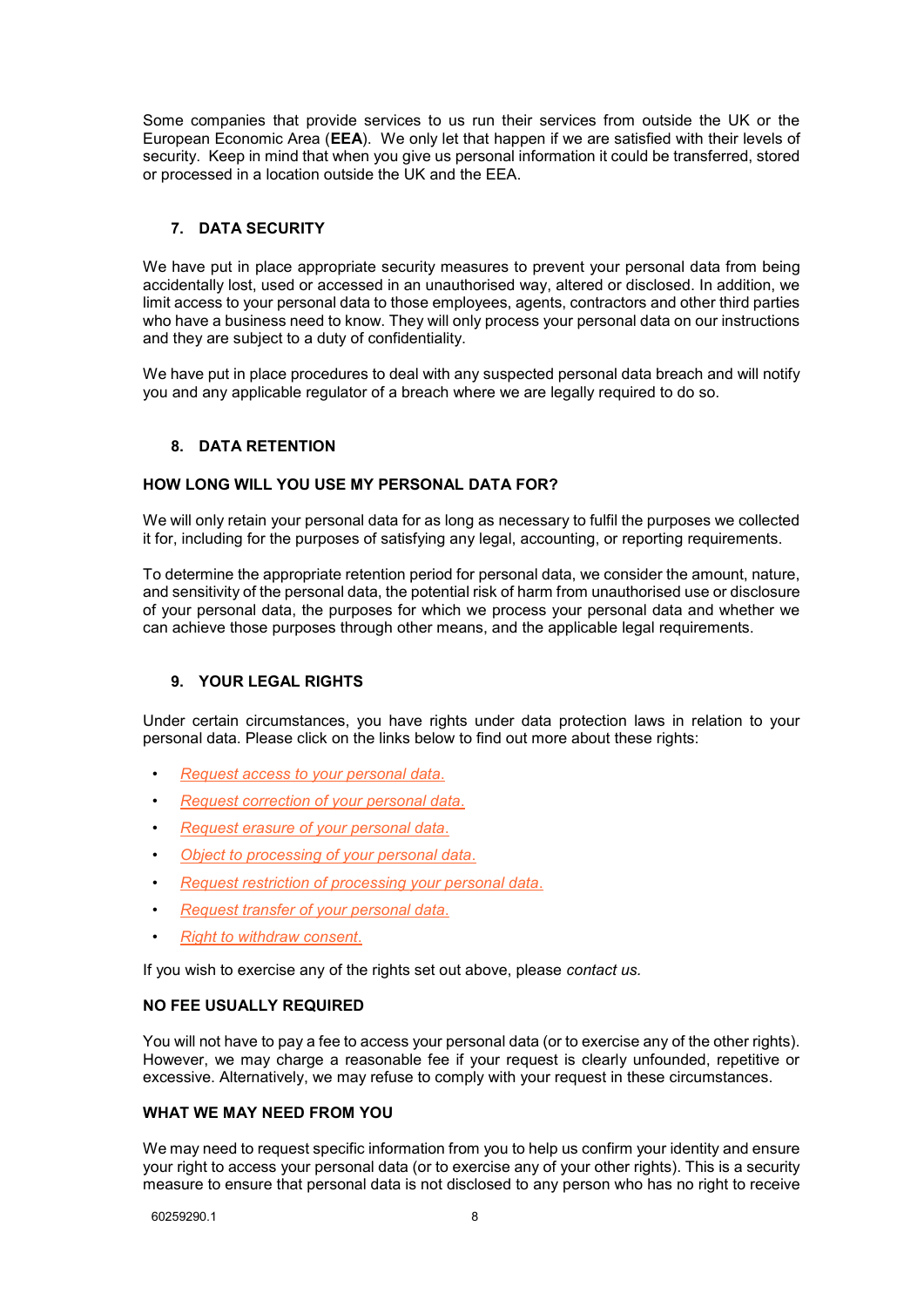Some companies that provide services to us run their services from outside the UK or the European Economic Area (**EEA**). We only let that happen if we are satisfied with their levels of security. Keep in mind that when you give us personal information it could be transferred, stored or processed in a location outside the UK and the EEA.

## 7. DATA SECURITY

We have put in place appropriate security measures to prevent your personal data from being accidentally lost, used or accessed in an unauthorised way, altered or disclosed. In addition, we limit access to your personal data to those employees, agents, contractors and other third parties who have a business need to know. They will only process your personal data on our instructions and they are subject to a duty of confidentiality.

We have put in place procedures to deal with any suspected personal data breach and will notify you and any applicable regulator of a breach where we are legally required to do so.

## 8. DATA RETENTION

### HOW LONG WILL YOU USE MY PERSONAL DATA FOR?

We will only retain your personal data for as long as necessary to fulfil the purposes we collected it for, including for the purposes of satisfying any legal, accounting, or reporting requirements.

To determine the appropriate retention period for personal data, we consider the amount, nature, and sensitivity of the personal data, the potential risk of harm from unauthorised use or disclosure of your personal data, the purposes for which we process your personal data and whether we can achieve those purposes through other means, and the applicable legal requirements.

## 9. YOUR LEGAL RIGHTS

Under certain circumstances, you have rights under data protection laws in relation to your personal data. Please click on the links below to find out more about these rights:

- *Request access to your personal data.*
- *Request correction of your personal data.*
- *Request erasure of your personal data.*
- *Object to processing of your personal data.*
- *Request restriction of processing your personal data.*
- *Request transfer of your personal data.*
- *Right to withdraw consent.*

If you wish to exercise any of the rights set out above, please *contact us.*

### NO FEE USUALLY REQUIRED

You will not have to pay a fee to access your personal data (or to exercise any of the other rights). However, we may charge a reasonable fee if your request is clearly unfounded, repetitive or excessive. Alternatively, we may refuse to comply with your request in these circumstances.

### WHAT WE MAY NEED FROM YOU

We may need to request specific information from you to help us confirm your identity and ensure your right to access your personal data (or to exercise any of your other rights). This is a security measure to ensure that personal data is not disclosed to any person who has no right to receive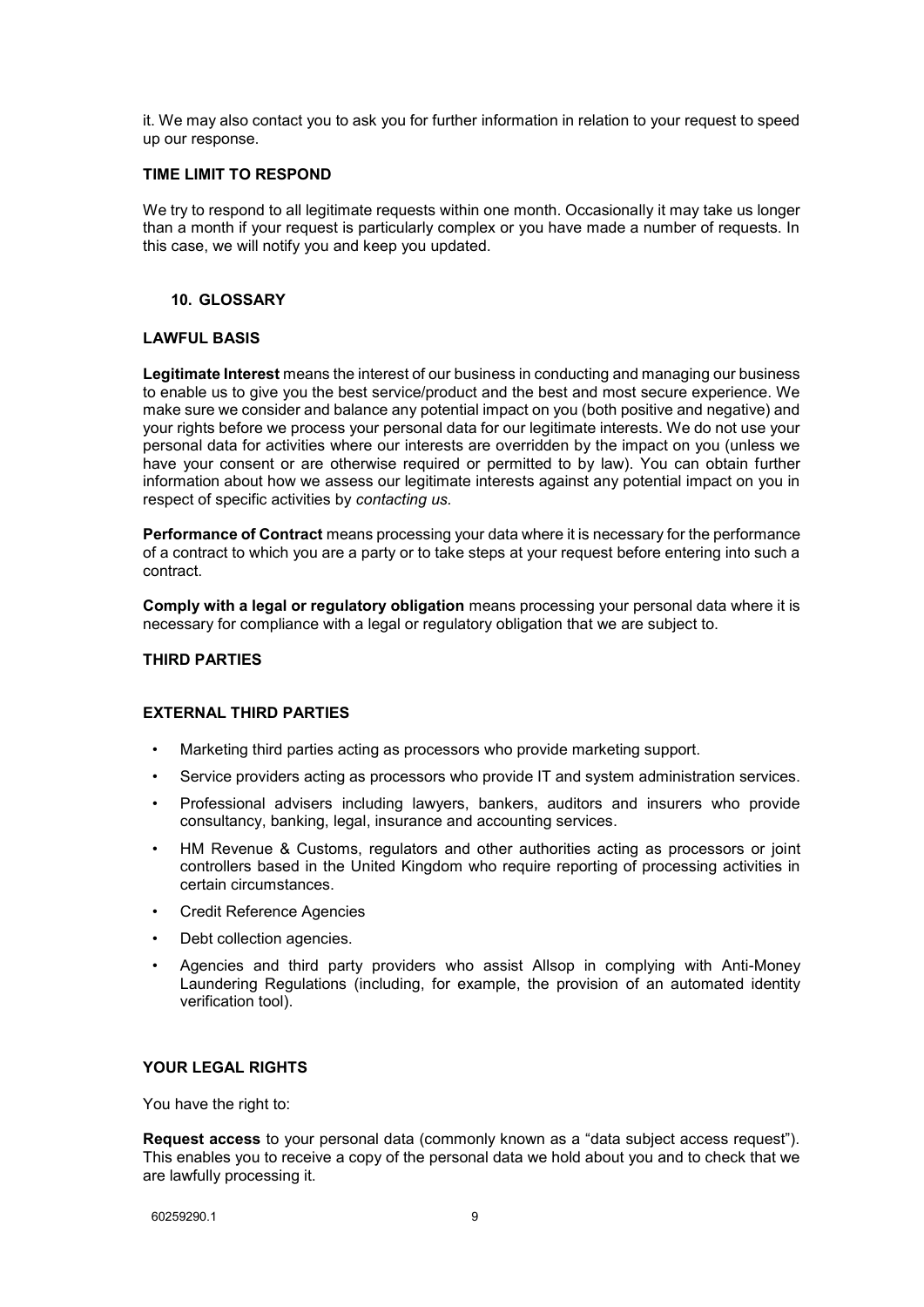it. We may also contact you to ask you for further information in relation to your request to speed up our response.

**TIME LIMIT TO RESPOND**

We try to respond to all legitimate requests within one month. Occasionally it may take us longer than a month if your request is particularly complex or you have made a number of requests. In this case, we will notify you and keep you updated.

## 10. GLOSSARY

**LAWFUL BASIS**

**Legitimate Interest** means the interest of our business in conducting and managing our business to enable us to give you the best service/product and the best and most secure experience. We make sure we consider and balance any potential impact on you (both positive and negative) and your rights before we process your personal data for our legitimate interests. We do not use your personal data for activities where our interests are overridden by the impact on you (unless we have your consent or are otherwise required or permitted to by law). You can obtain further information about how we assess our legitimate interests against any potential impact on you in respect of specific activities by *contacting us.*

**Performance of Contract** means processing your data where it is necessary for the performance of a contract to which you are a party or to take steps at your request before entering into such a contract.

**Comply with a legal or regulatory obligation** means processing your personal data where it is necessary for compliance with a legal or regulatory obligation that we are subject to.

**THIRD PARTIES**

**EXTERNAL THIRD PARTIES**

- Marketing third parties acting as processors who provide marketing support.
- Service providers acting as processors who provide IT and system administration services.
- Professional advisers including lawyers, bankers, auditors and insurers who provide consultancy, banking, legal, insurance and accounting services.
- HM Revenue & Customs, regulators and other authorities acting as processors or joint controllers based in the United Kingdom who require reporting of processing activities in certain circumstances.
- Credit Reference Agencies
- Debt collection agencies.
- Agencies and third party providers who assist Allsop in complying with Anti-Money Laundering Regulations (including, for example, the provision of an automated identity verification tool).

**YOUR LEGAL RIGHTS**

You have the right to:

**Request access** to your personal data (commonly known as a "data subject access request"). This enables you to receive a copy of the personal data we hold about you and to check that we are lawfully processing it.

60259290.1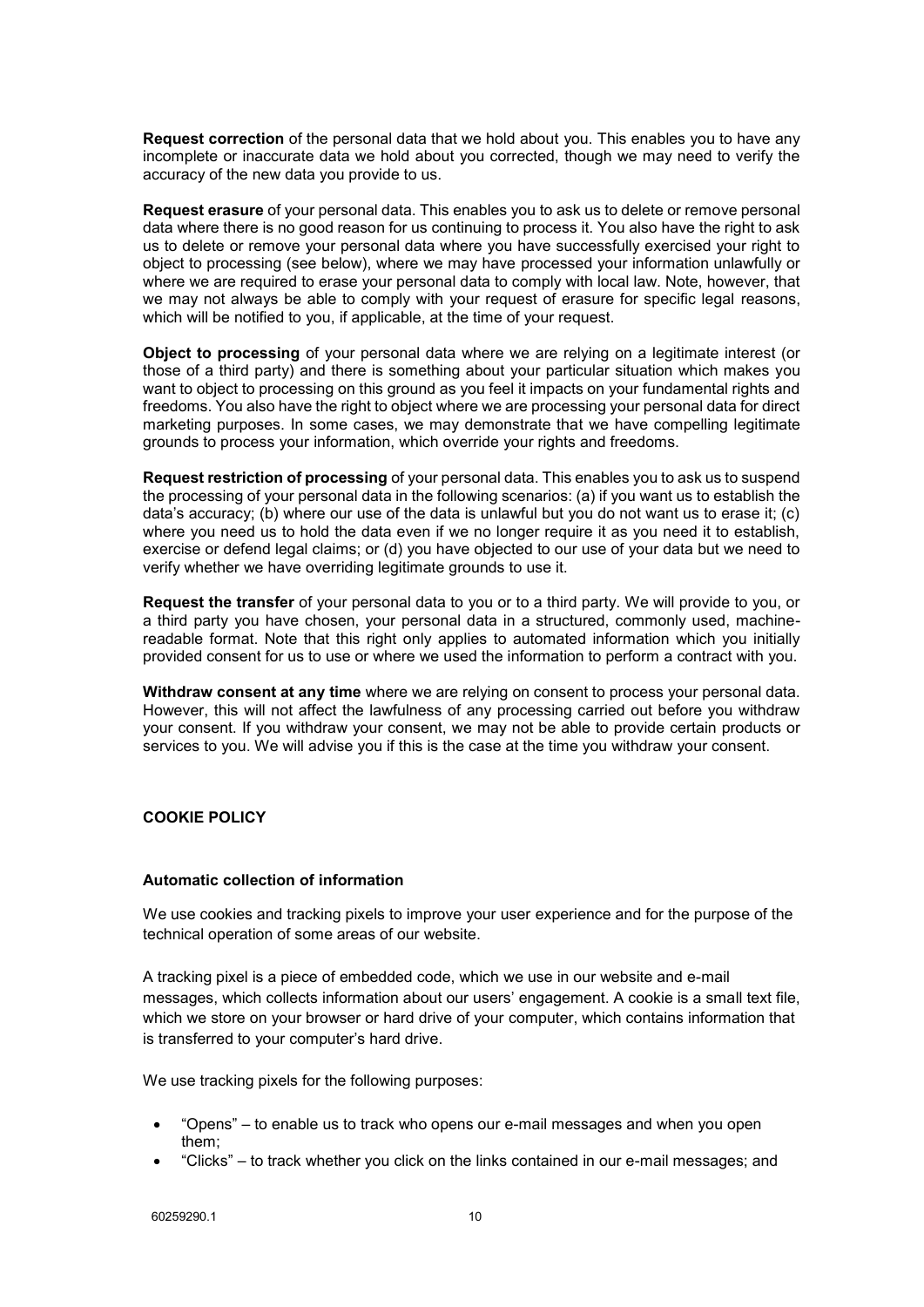**Request correction** of the personal data that we hold about you. This enables you to have any incomplete or inaccurate data we hold about you corrected, though we may need to verify the accuracy of the new data you provide to us.

**Request erasure** of your personal data. This enables you to ask us to delete or remove personal data where there is no good reason for us continuing to process it. You also have the right to ask us to delete or remove your personal data where you have successfully exercised your right to object to processing (see below), where we may have processed your information unlawfully or where we are required to erase your personal data to comply with local law. Note, however, that we may not always be able to comply with your request of erasure for specific legal reasons, which will be notified to you, if applicable, at the time of your request.

**Object to processing** of your personal data where we are relying on a legitimate interest (or those of a third party) and there is something about your particular situation which makes you want to object to processing on this ground as you feel it impacts on your fundamental rights and freedoms. You also have the right to object where we are processing your personal data for direct marketing purposes. In some cases, we may demonstrate that we have compelling legitimate grounds to process your information, which override your rights and freedoms.

**Request restriction of processing** of your personal data. This enables you to ask us to suspend the processing of your personal data in the following scenarios: (a) if you want us to establish the data's accuracy; (b) where our use of the data is unlawful but you do not want us to erase it; (c) where you need us to hold the data even if we no longer require it as you need it to establish, exercise or defend legal claims; or (d) you have objected to our use of your data but we need to verify whether we have overriding legitimate grounds to use it.

**Request the transfer** of your personal data to you or to a third party. We will provide to you, or a third party you have chosen, your personal data in a structured, commonly used, machine-readable format. Note that this right only applies to automated information which you initially provided consent for us to use or where we used the information to perform a contract with you.

**Withdraw consent at any time** where we are relying on consent to process your personal data. However, this will not affect the lawfulness of any processing carried out before you withdraw your consent. If you withdraw your consent, we may not be able to provide certain products or services to you. We will advise you if this is the case at the time you withdraw your consent.

## COOKIE POLICY

### Automatic collection of information

We use cookies and tracking pixels to improve your user experience and for the purpose of the technical operation of some areas of our website.

A tracking pixel is a piece of embedded code, which we use in our website and e-mail messages, which collects information about our users' engagement. A cookie is a small text file, which we store on your browser or hard drive of your computer, which contains information that is transferred to your computer's hard drive.

We use tracking pixels for the following purposes:

- "Opens" – to enable us to track who opens our e-mail messages and when you open them;
- "Clicks" – to track whether you click on the links contained in our e-mail messages; and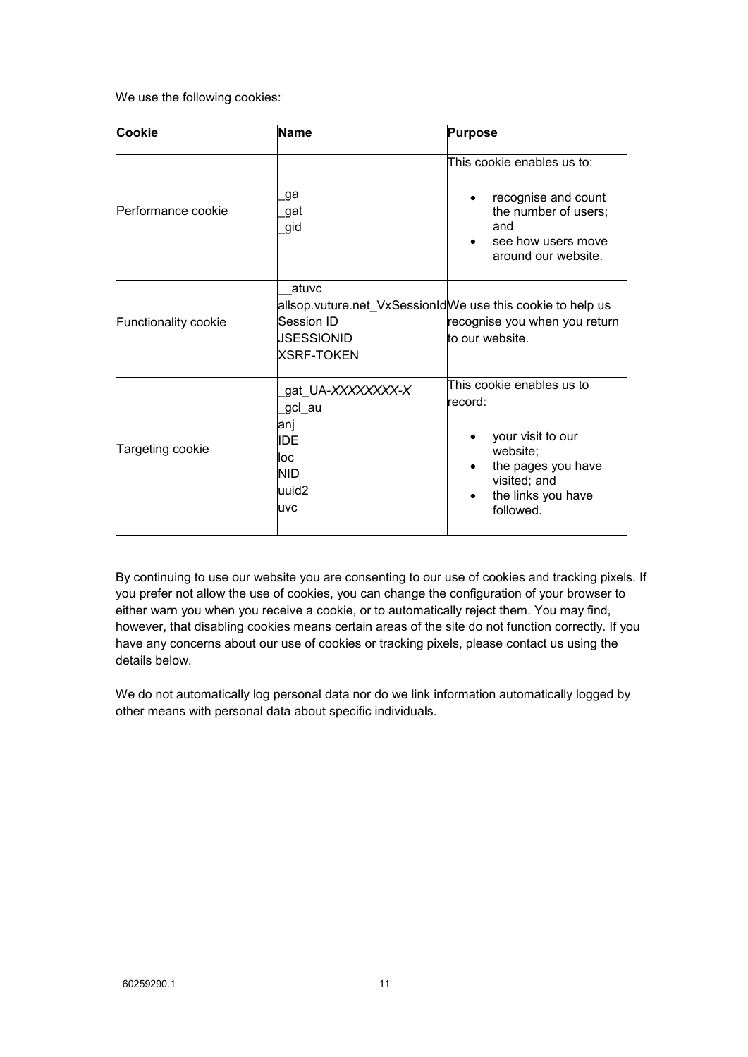We use the following cookies:

| Cookie | Name | Purpose |
| --- | --- | --- |
| Performance cookie | _ga<br>_gat<br>_gid | This cookie enables us to:<br>• recognise and count the number of users; and<br>• see how users move around our website. |
| Functionality cookie | __atuvc<br>allsop.vuture.net_VxSessionId<br>Session ID<br>JSESSIONID<br>XSRF-TOKEN | We use this cookie to help us recognise you when you return to our website. |
| Targeting cookie | _gat_UA-*XXXXXXXX-X*<br>_gcl_au<br>anj<br>IDE<br>loc<br>NID<br>uuid2<br>uvc | This cookie enables us to record:<br>• your visit to our website;<br>• the pages you have visited; and<br>• the links you have followed. |

By continuing to use our website you are consenting to our use of cookies and tracking pixels. If you prefer not allow the use of cookies, you can change the configuration of your browser to either warn you when you receive a cookie, or to automatically reject them. You may find, however, that disabling cookies means certain areas of the site do not function correctly. If you have any concerns about our use of cookies or tracking pixels, please contact us using the details below.

We do not automatically log personal data nor do we link information automatically logged by other means with personal data about specific individuals.

60259290.1